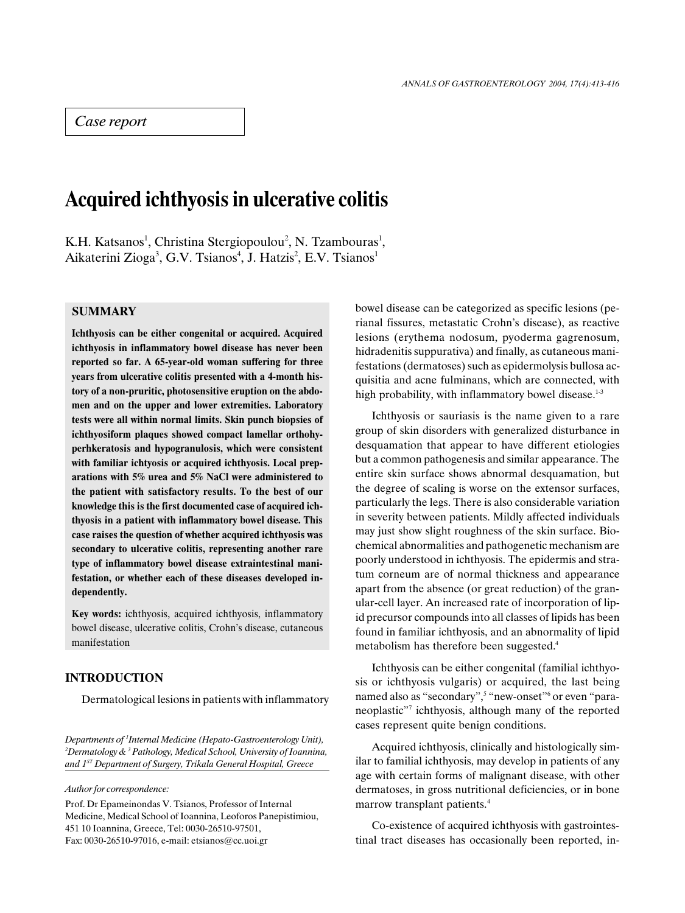*Case report*

# Acquired ichthyosis in ulcerative colitis

K.H. Katsanos[1], Christina Stergiopoulou[2], N. Tzambouras[1], Aikaterini Zioga[3], G.V. Tsianos[4], J. Hatzis[2], E.V. Tsianos[1]

## SUMMARY

**Ichthyosis can be either congenital or acquired. Acquired ichthyosis in inflammatory bowel disease has never been reported so far. A 65-year-old woman suffering for three years from ulcerative colitis presented with a 4-month history of a non-pruritic, photosensitive eruption on the abdomen and on the upper and lower extremities. Laboratory tests were all within normal limits. Skin punch biopsies of ichthyosiform plaques showed compact lamellar orthohyperhkeratosis and hypogranulosis, which were consistent with familiar ichtyosis or acquired ichthyosis. Local preparations with 5% urea and 5% NaCl were administered to the patient with satisfactory results. To the best of our knowledge this is the first documented case of acquired ichthyosis in a patient with inflammatory bowel disease. This case raises the question of whether acquired ichthyosis was secondary to ulcerative colitis, representing another rare type of inflammatory bowel disease extraintestinal manifestation, or whether each of these diseases developed independently.**

**Key words:** ichthyosis, acquired ichthyosis, inflammatory bowel disease, ulcerative colitis, Crohn's disease, cutaneous manifestation

## INTRODUCTION

Dermatological lesions in patients with inflammatory bowel disease can be categorized as specific lesions (perianal fissures, metastatic Crohn's disease), as reactive lesions (erythema nodosum, pyoderma gagrenosum, hidradenitis suppurativa) and finally, as cutaneous manifestations (dermatoses) such as epidermolysis bullosa acquisitia and acne fulminans, which are connected, with high probability, with inflammatory bowel disease.[1-3]

Ichthyosis or sauriasis is the name given to a rare group of skin disorders with generalized disturbance in desquamation that appear to have different etiologies but a common pathogenesis and similar appearance. The entire skin surface shows abnormal desquamation, but the degree of scaling is worse on the extensor surfaces, particularly the legs. There is also considerable variation in severity between patients. Mildly affected individuals may just show slight roughness of the skin surface. Biochemical abnormalities and pathogenetic mechanism are poorly understood in ichthyosis. The epidermis and stratum corneum are of normal thickness and appearance apart from the absence (or great reduction) of the granular-cell layer. An increased rate of incorporation of lipid precursor compounds into all classes of lipids has been found in familiar ichthyosis, and an abnormality of lipid metabolism has therefore been suggested.[4]

Ichthyosis can be either congenital (familial ichthyosis or ichthyosis vulgaris) or acquired, the last being named also as "secondary",[5] "new-onset"[6] or even "paraneoplastic"[7] ichthyosis, although many of the reported cases represent quite benign conditions.

Acquired ichthyosis, clinically and histologically similar to familial ichthyosis, may develop in patients of any age with certain forms of malignant disease, with other dermatoses, in gross nutritional deficiencies, or in bone marrow transplant patients.[4]

Co-existence of acquired ichthyosis with gastrointestinal tract diseases has occasionally been reported, in-

*Departments of [1]Internal Medicine (Hepato-Gastroenterology Unit), [2]Dermatology & [3] Pathology, Medical School, University of Ioannina, and 1[ST] Department of Surgery, Trikala General Hospital, Greece*

*Author for correspondence:*

Prof. Dr Epameinondas V. Tsianos, Professor of Internal Medicine, Medical School of Ioannina, Leoforos Panepistimiou, 451 10 Ioannina, Greece, Tel: 0030-26510-97501, Fax: 0030-26510-97016, e-mail: etsianos@cc.uoi.gr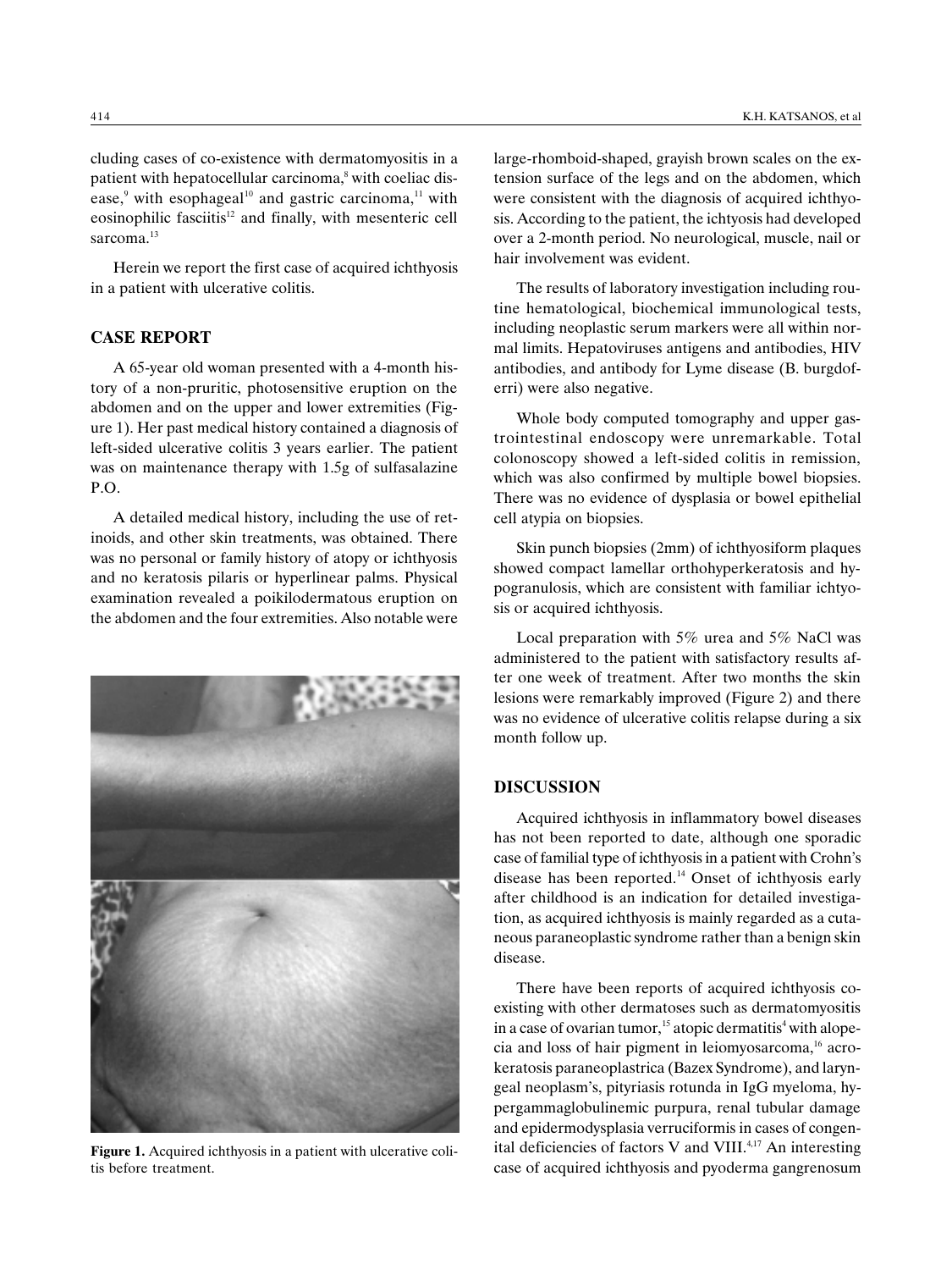cluding cases of co-existence with dermatomyositis in a patient with hepatocellular carcinoma,[8] with coeliac disease,[9] with esophageal[10] and gastric carcinoma,[11] with eosinophilic fasciitis[12] and finally, with mesenteric cell sarcoma.[13]

Herein we report the first case of acquired ichthyosis in a patient with ulcerative colitis.

## CASE REPORT

A 65-year old woman presented with a 4-month history of a non-pruritic, photosensitive eruption on the abdomen and on the upper and lower extremities (Figure 1). Her past medical history contained a diagnosis of left-sided ulcerative colitis 3 years earlier. The patient was on maintenance therapy with 1.5g of sulfasalazine P.O.

A detailed medical history, including the use of retinoids, and other skin treatments, was obtained. There was no personal or family history of atopy or ichthyosis and no keratosis pilaris or hyperlinear palms. Physical examination revealed a poikilodermatous eruption on the abdomen and the four extremities. Also notable were large-rhomboid-shaped, grayish brown scales on the extension surface of the legs and on the abdomen, which were consistent with the diagnosis of acquired ichthyosis. According to the patient, the ichtyosis had developed over a 2-month period. No neurological, muscle, nail or hair involvement was evident.

Figure 1. Acquired ichthyosis in a patient with ulcerative colitis before treatment.

The results of laboratory investigation including routine hematological, biochemical immunological tests, including neoplastic serum markers were all within normal limits. Hepatoviruses antigens and antibodies, HIV antibodies, and antibody for Lyme disease (B. burgdoferri) were also negative.

Whole body computed tomography and upper gastrointestinal endoscopy were unremarkable. Total colonoscopy showed a left-sided colitis in remission, which was also confirmed by multiple bowel biopsies. There was no evidence of dysplasia or bowel epithelial cell atypia on biopsies.

Skin punch biopsies (2mm) of ichthyosiform plaques showed compact lamellar orthohyperkeratosis and hypogranulosis, which are consistent with familiar ichtyosis or acquired ichthyosis.

Local preparation with 5% urea and 5% NaCl was administered to the patient with satisfactory results after one week of treatment. After two months the skin lesions were remarkably improved (Figure 2) and there was no evidence of ulcerative colitis relapse during a six month follow up.

## DISCUSSION

Acquired ichthyosis in inflammatory bowel diseases has not been reported to date, although one sporadic case of familial type of ichthyosis in a patient with Crohn's disease has been reported.[14] Onset of ichthyosis early after childhood is an indication for detailed investigation, as acquired ichthyosis is mainly regarded as a cutaneous paraneoplastic syndrome rather than a benign skin disease.

There have been reports of acquired ichthyosis coexisting with other dermatoses such as dermatomyositis in a case of ovarian tumor,[15] atopic dermatitis[4] with alopecia and loss of hair pigment in leiomyosarcoma,[16] acrokeratosis paraneoplastrica (Bazex Syndrome), and laryngeal neoplasm's, pityriasis rotunda in IgG myeloma, hypergammaglobulinemic purpura, renal tubular damage and epidermodysplasia verruciformis in cases of congenital deficiencies of factors V and VIII.[4,17] An interesting case of acquired ichthyosis and pyoderma gangrenosum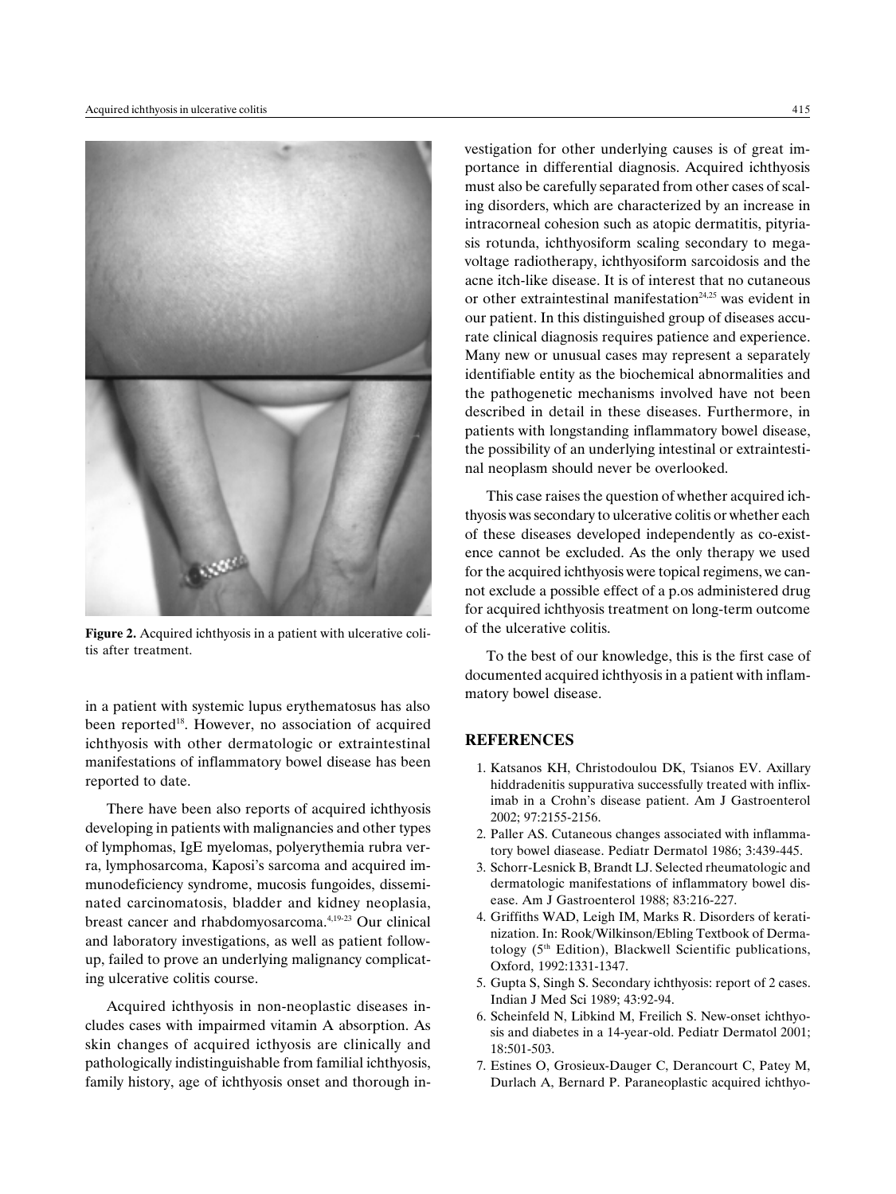Figure 2. Acquired ichthyosis in a patient with ulcerative colitis after treatment.

in a patient with systemic lupus erythematosus has also been reported[18]. However, no association of acquired ichthyosis with other dermatologic or extraintestinal manifestations of inflammatory bowel disease has been reported to date.

There have been also reports of acquired ichthyosis developing in patients with malignancies and other types of lymphomas, IgE myelomas, polyerythemia rubra verra, lymphosarcoma, Kaposi's sarcoma and acquired immunodeficiency syndrome, mucosis fungoides, disseminated carcinomatosis, bladder and kidney neoplasia, breast cancer and rhabdomyosarcoma.[4,19-23] Our clinical and laboratory investigations, as well as patient follow-up, failed to prove an underlying malignancy complicating ulcerative colitis course.

Acquired ichthyosis in non-neoplastic diseases includes cases with impairmed vitamin A absorption. As skin changes of acquired icthyosis are clinically and pathologically indistinguishable from familial ichthyosis, family history, age of ichthyosis onset and thorough investigation for other underlying causes is of great importance in differential diagnosis. Acquired ichthyosis must also be carefully separated from other cases of scaling disorders, which are characterized by an increase in intracorneal cohesion such as atopic dermatitis, pityriasis rotunda, ichthyosiform scaling secondary to megavoltage radiotherapy, ichthyosiform sarcoidosis and the acne itch-like disease. It is of interest that no cutaneous or other extraintestinal manifestation[24,25] was evident in our patient. In this distinguished group of diseases accurate clinical diagnosis requires patience and experience. Many new or unusual cases may represent a separately identifiable entity as the biochemical abnormalities and the pathogenetic mechanisms involved have not been described in detail in these diseases. Furthermore, in patients with longstanding inflammatory bowel disease, the possibility of an underlying intestinal or extraintestinal neoplasm should never be overlooked.

This case raises the question of whether acquired ichthyosis was secondary to ulcerative colitis or whether each of these diseases developed independently as co-existence cannot be excluded. As the only therapy we used for the acquired ichthyosis were topical regimens, we cannot exclude a possible effect of a p.os administered drug for acquired ichthyosis treatment on long-term outcome of the ulcerative colitis.

To the best of our knowledge, this is the first case of documented acquired ichthyosis in a patient with inflammatory bowel disease.

## REFERENCES

1. Katsanos KH, Christodoulou DK, Tsianos EV. Axillary hiddradenitis suppurativa successfully treated with infliximab in a Crohn's disease patient. Am J Gastroenterol 2002; 97:2155-2156.
2. Paller AS. Cutaneous changes associated with inflammatory bowel diasease. Pediatr Dermatol 1986; 3:439-445.
3. Schorr-Lesnick B, Brandt LJ. Selected rheumatologic and dermatologic manifestations of inflammatory bowel disease. Am J Gastroenterol 1988; 83:216-227.
4. Griffiths WAD, Leigh IM, Marks R. Disorders of keratinization. In: Rook/Wilkinson/Ebling Textbook of Dermatology (5th Edition), Blackwell Scientific publications, Oxford, 1992:1331-1347.
5. Gupta S, Singh S. Secondary ichthyosis: report of 2 cases. Indian J Med Sci 1989; 43:92-94.
6. Scheinfeld N, Libkind M, Freilich S. New-onset ichthyosis and diabetes in a 14-year-old. Pediatr Dermatol 2001; 18:501-503.
7. Estines O, Grosieux-Dauger C, Derancourt C, Patey M, Durlach A, Bernard P. Paraneoplastic acquired ichthyo-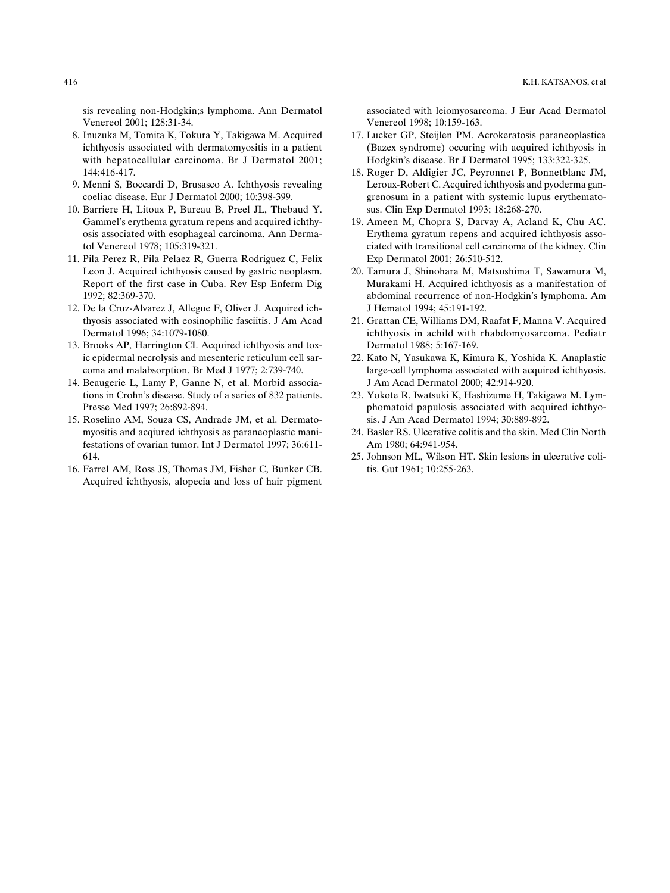sis revealing non-Hodgkin;s lymphoma. Ann Dermatol Venereol 2001; 128:31-34.

8. Inuzuka M, Tomita K, Tokura Y, Takigawa M. Acquired ichthyosis associated with dermatomyositis in a patient with hepatocellular carcinoma. Br J Dermatol 2001; 144:416-417.
9. Menni S, Boccardi D, Brusasco A. Ichthyosis revealing coeliac disease. Eur J Dermatol 2000; 10:398-399.
10. Barriere H, Litoux P, Bureau B, Preel JL, Thebaud Y. Gammel's erythema gyratum repens and acquired ichthyosis associated with esophageal carcinoma. Ann Dermatol Venereol 1978; 105:319-321.
11. Pila Perez R, Pila Pelaez R, Guerra Rodriguez C, Felix Leon J. Acquired ichthyosis caused by gastric neoplasm. Report of the first case in Cuba. Rev Esp Enferm Dig 1992; 82:369-370.
12. De la Cruz-Alvarez J, Allegue F, Oliver J. Acquired ichthyosis associated with eosinophilic fasciitis. J Am Acad Dermatol 1996; 34:1079-1080.
13. Brooks AP, Harrington CI. Acquired ichthyosis and toxic epidermal necrolysis and mesenteric reticulum cell sarcoma and malabsorption. Br Med J 1977; 2:739-740.
14. Beaugerie L, Lamy P, Ganne N, et al. Morbid associations in Crohn's disease. Study of a series of 832 patients. Presse Med 1997; 26:892-894.
15. Roselino AM, Souza CS, Andrade JM, et al. Dermatomyositis and acqiured ichthyosis as paraneoplastic manifestations of ovarian tumor. Int J Dermatol 1997; 36:611-614.
16. Farrel AM, Ross JS, Thomas JM, Fisher C, Bunker CB. Acquired ichthyosis, alopecia and loss of hair pigment associated with leiomyosarcoma. J Eur Acad Dermatol Venereol 1998; 10:159-163.
17. Lucker GP, Steijlen PM. Acrokeratosis paraneoplastica (Bazex syndrome) occuring with acquired ichthyosis in Hodgkin's disease. Br J Dermatol 1995; 133:322-325.
18. Roger D, Aldigier JC, Peyronnet P, Bonnetblanc JM, Leroux-Robert C. Acquired ichthyosis and pyoderma gangrenosum in a patient with systemic lupus erythematosus. Clin Exp Dermatol 1993; 18:268-270.
19. Ameen M, Chopra S, Darvay A, Acland K, Chu AC. Erythema gyratum repens and acquired ichthyosis associated with transitional cell carcinoma of the kidney. Clin Exp Dermatol 2001; 26:510-512.
20. Tamura J, Shinohara M, Matsushima T, Sawamura M, Murakami H. Acquired ichthyosis as a manifestation of abdominal recurrence of non-Hodgkin's lymphoma. Am J Hematol 1994; 45:191-192.
21. Grattan CE, Williams DM, Raafat F, Manna V. Acquired ichthyosis in achild with rhabdomyosarcoma. Pediatr Dermatol 1988; 5:167-169.
22. Kato N, Yasukawa K, Kimura K, Yoshida K. Anaplastic large-cell lymphoma associated with acquired ichthyosis. J Am Acad Dermatol 2000; 42:914-920.
23. Yokote R, Iwatsuki K, Hashizume H, Takigawa M. Lymphomatoid papulosis associated with acquired ichthyosis. J Am Acad Dermatol 1994; 30:889-892.
24. Basler RS. Ulcerative colitis and the skin. Med Clin North Am 1980; 64:941-954.
25. Johnson ML, Wilson HT. Skin lesions in ulcerative colitis. Gut 1961; 10:255-263.